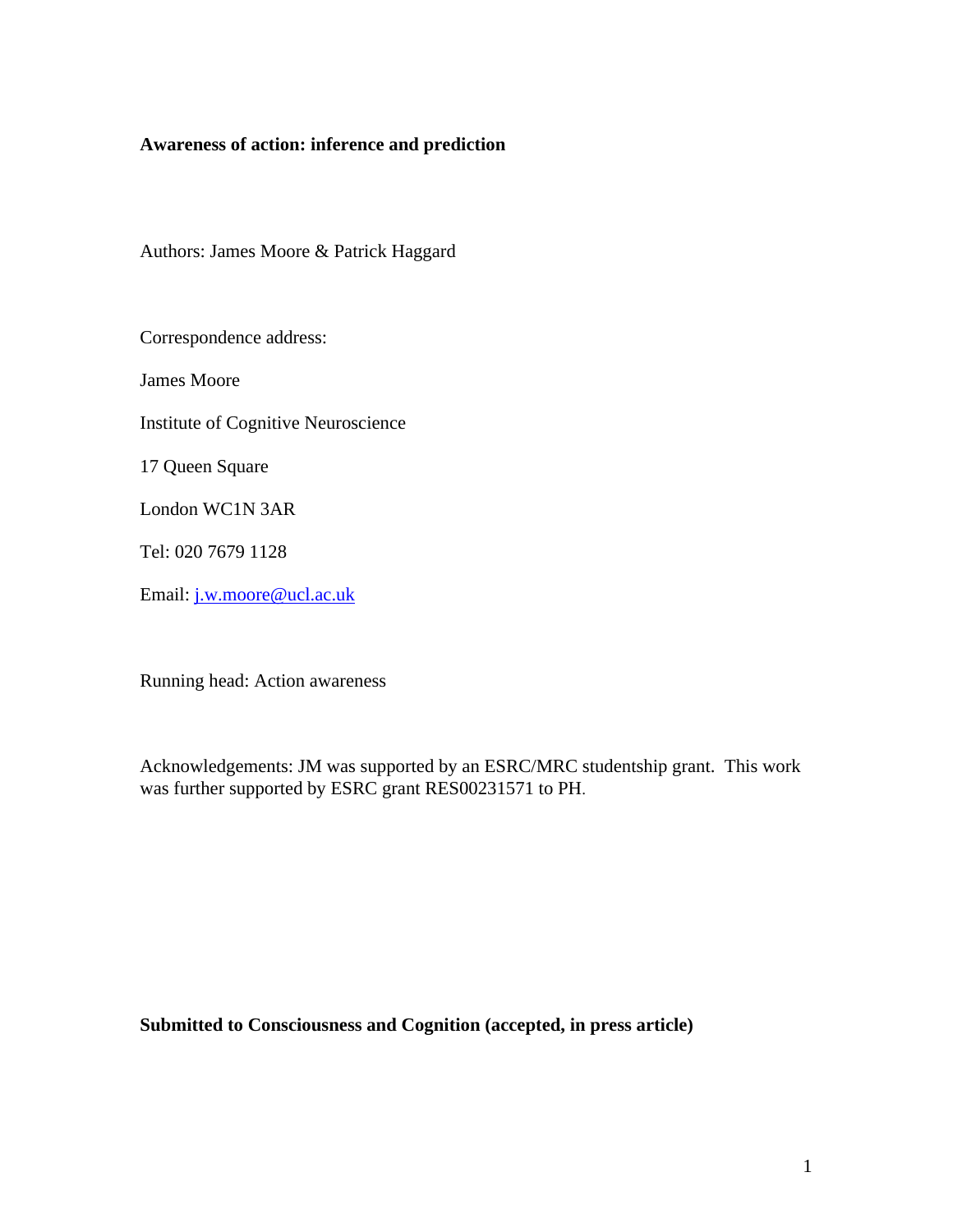**Awareness of action: inference and prediction**

Authors: James Moore & Patrick Haggard

Correspondence address:

James Moore

Institute of Cognitive Neuroscience

17 Queen Square

London WC1N 3AR

Tel: 020 7679 1128

Email: j.w.moore@ucl.ac.uk

Running head: Action awareness

Acknowledgements: JM was supported by an ESRC/MRC studentship grant. This work was further supported by ESRC grant RES00231571 to PH.

**Submitted to Consciousness and Cognition (accepted, in press article)**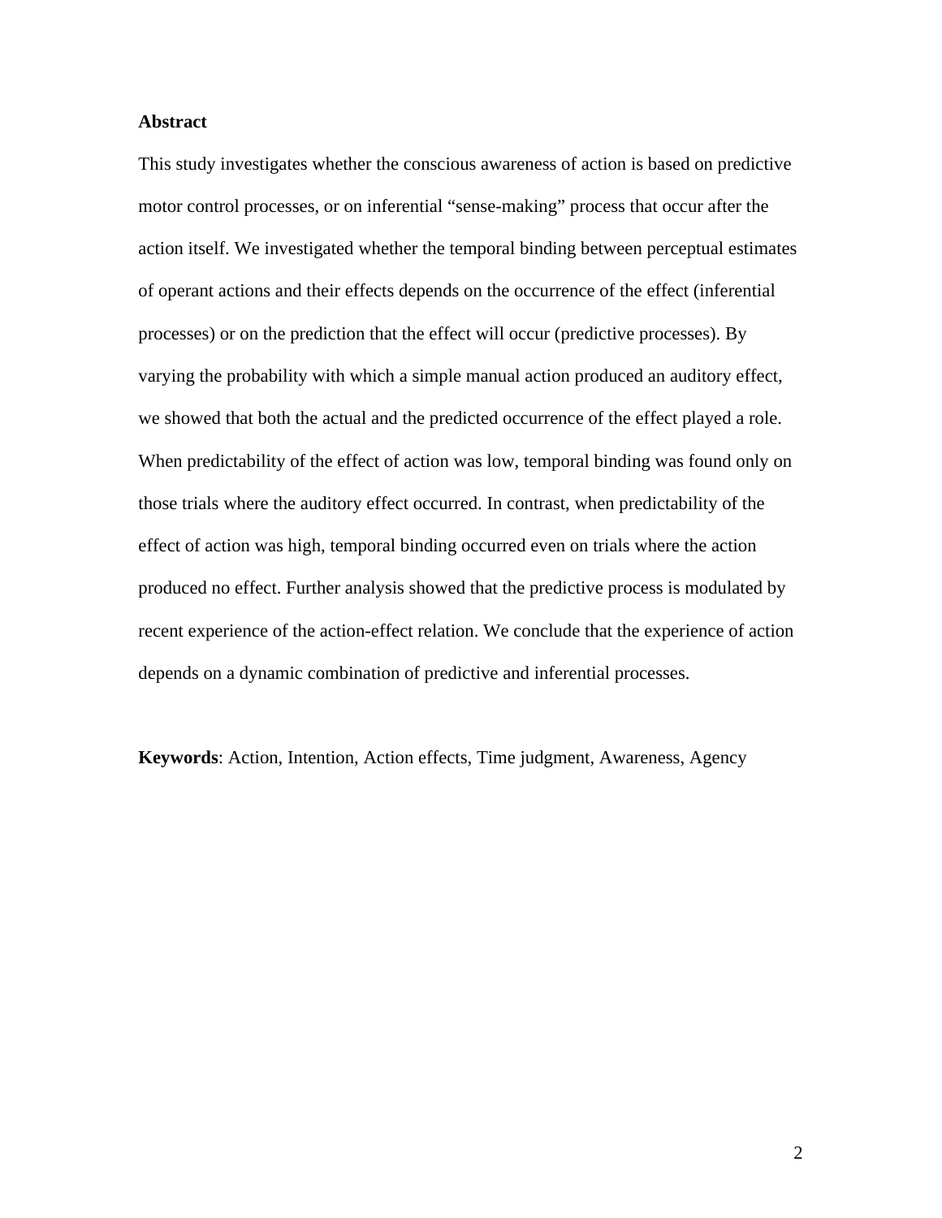**Abstract**

This study investigates whether the conscious awareness of action is based on predictive motor control processes, or on inferential "sense-making" process that occur after the action itself. We investigated whether the temporal binding between perceptual estimates of operant actions and their effects depends on the occurrence of the effect (inferential processes) or on the prediction that the effect will occur (predictive processes). By varying the probability with which a simple manual action produced an auditory effect, we showed that both the actual and the predicted occurrence of the effect played a role. When predictability of the effect of action was low, temporal binding was found only on those trials where the auditory effect occurred. In contrast, when predictability of the effect of action was high, temporal binding occurred even on trials where the action produced no effect. Further analysis showed that the predictive process is modulated by recent experience of the action-effect relation. We conclude that the experience of action depends on a dynamic combination of predictive and inferential processes.

**Keywords**: Action, Intention, Action effects, Time judgment, Awareness, Agency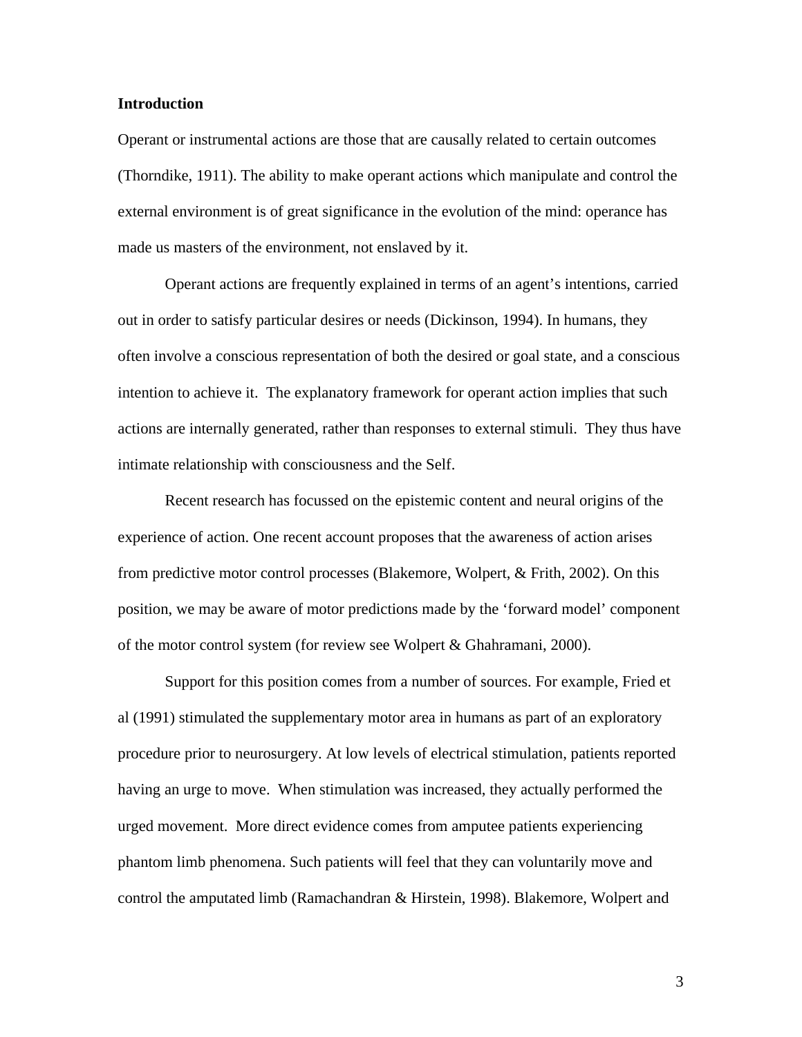**Introduction**

Operant or instrumental actions are those that are causally related to certain outcomes (Thorndike, 1911). The ability to make operant actions which manipulate and control the external environment is of great significance in the evolution of the mind: operance has made us masters of the environment, not enslaved by it.

Operant actions are frequently explained in terms of an agent's intentions, carried out in order to satisfy particular desires or needs (Dickinson, 1994). In humans, they often involve a conscious representation of both the desired or goal state, and a conscious intention to achieve it. The explanatory framework for operant action implies that such actions are internally generated, rather than responses to external stimuli. They thus have intimate relationship with consciousness and the Self.

Recent research has focussed on the epistemic content and neural origins of the experience of action. One recent account proposes that the awareness of action arises from predictive motor control processes (Blakemore, Wolpert, & Frith, 2002). On this position, we may be aware of motor predictions made by the 'forward model' component of the motor control system (for review see Wolpert & Ghahramani, 2000).

Support for this position comes from a number of sources. For example, Fried et al (1991) stimulated the supplementary motor area in humans as part of an exploratory procedure prior to neurosurgery. At low levels of electrical stimulation, patients reported having an urge to move. When stimulation was increased, they actually performed the urged movement. More direct evidence comes from amputee patients experiencing phantom limb phenomena. Such patients will feel that they can voluntarily move and control the amputated limb (Ramachandran & Hirstein, 1998). Blakemore, Wolpert and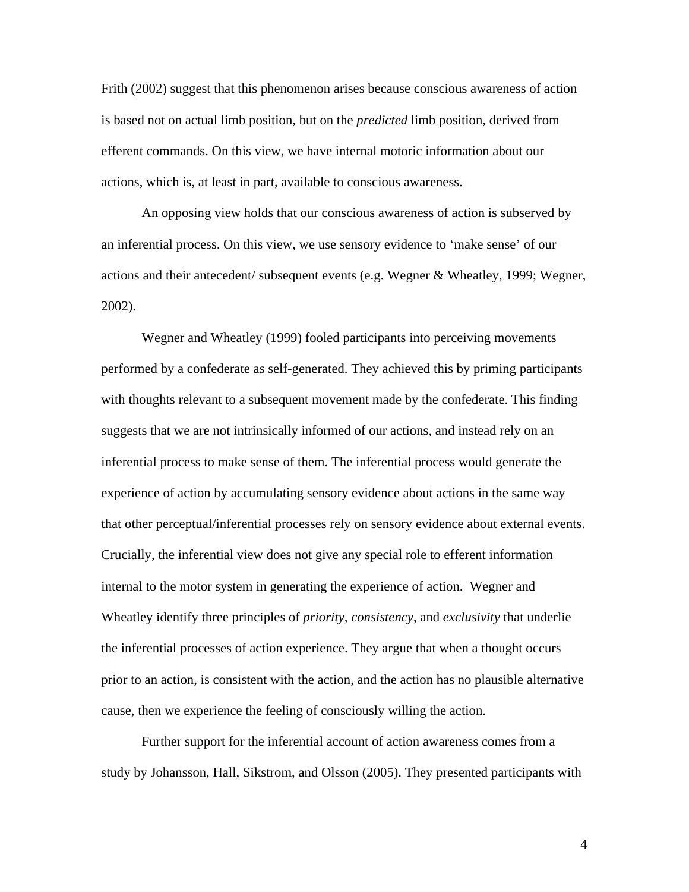Frith (2002) suggest that this phenomenon arises because conscious awareness of action is based not on actual limb position, but on the *predicted* limb position, derived from efferent commands. On this view, we have internal motoric information about our actions, which is, at least in part, available to conscious awareness.

An opposing view holds that our conscious awareness of action is subserved by an inferential process. On this view, we use sensory evidence to ‘make sense’ of our actions and their antecedent/ subsequent events (e.g. Wegner & Wheatley, 1999; Wegner, 2002).

Wegner and Wheatley (1999) fooled participants into perceiving movements performed by a confederate as self-generated. They achieved this by priming participants with thoughts relevant to a subsequent movement made by the confederate. This finding suggests that we are not intrinsically informed of our actions, and instead rely on an inferential process to make sense of them. The inferential process would generate the experience of action by accumulating sensory evidence about actions in the same way that other perceptual/inferential processes rely on sensory evidence about external events. Crucially, the inferential view does not give any special role to efferent information internal to the motor system in generating the experience of action. Wegner and Wheatley identify three principles of *priority*, *consistency*, and *exclusivity* that underlie the inferential processes of action experience. They argue that when a thought occurs prior to an action, is consistent with the action, and the action has no plausible alternative cause, then we experience the feeling of consciously willing the action.

Further support for the inferential account of action awareness comes from a study by Johansson, Hall, Sikstrom, and Olsson (2005). They presented participants with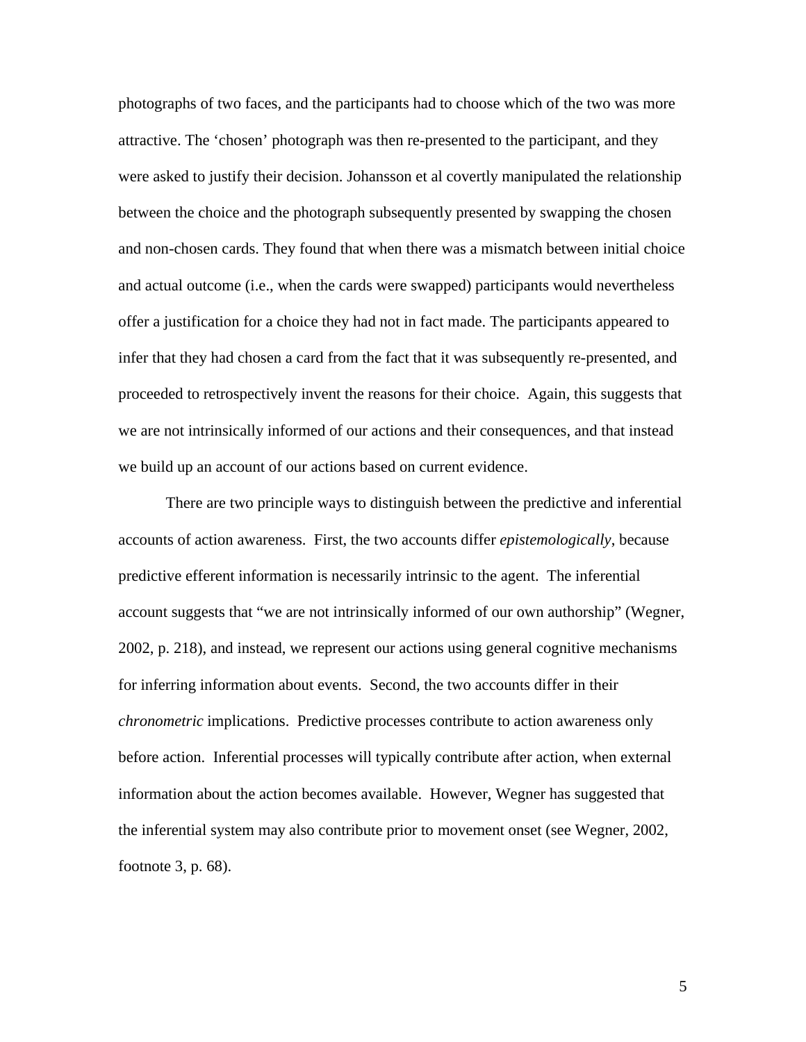photographs of two faces, and the participants had to choose which of the two was more attractive. The 'chosen' photograph was then re-presented to the participant, and they were asked to justify their decision. Johansson et al covertly manipulated the relationship between the choice and the photograph subsequently presented by swapping the chosen and non-chosen cards. They found that when there was a mismatch between initial choice and actual outcome (i.e., when the cards were swapped) participants would nevertheless offer a justification for a choice they had not in fact made. The participants appeared to infer that they had chosen a card from the fact that it was subsequently re-presented, and proceeded to retrospectively invent the reasons for their choice. Again, this suggests that we are not intrinsically informed of our actions and their consequences, and that instead we build up an account of our actions based on current evidence.

There are two principle ways to distinguish between the predictive and inferential accounts of action awareness. First, the two accounts differ *epistemologically*, because predictive efferent information is necessarily intrinsic to the agent. The inferential account suggests that "we are not intrinsically informed of our own authorship" (Wegner, 2002, p. 218), and instead, we represent our actions using general cognitive mechanisms for inferring information about events. Second, the two accounts differ in their *chronometric* implications. Predictive processes contribute to action awareness only before action. Inferential processes will typically contribute after action, when external information about the action becomes available. However, Wegner has suggested that the inferential system may also contribute prior to movement onset (see Wegner, 2002, footnote 3, p. 68).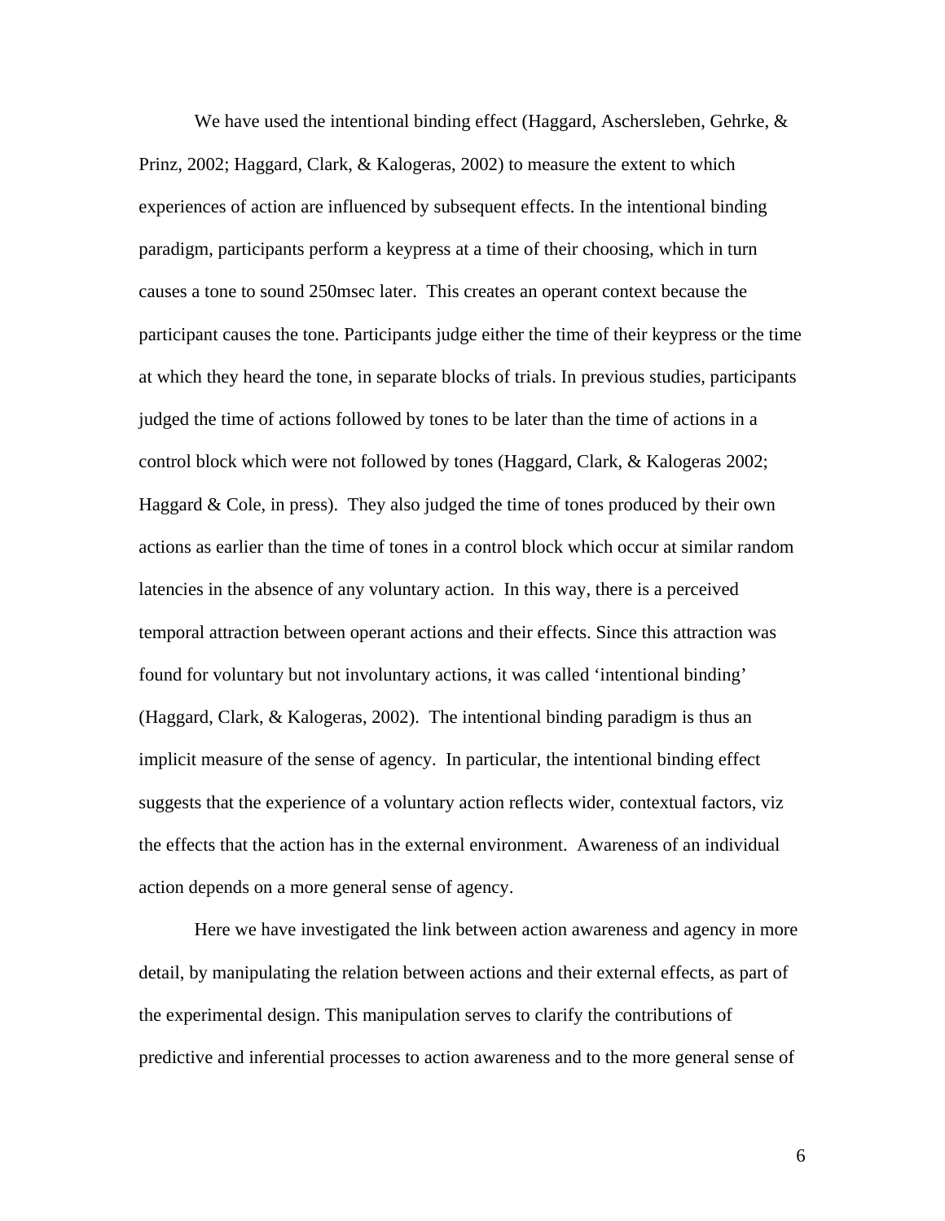We have used the intentional binding effect (Haggard, Aschersleben, Gehrke, & Prinz, 2002; Haggard, Clark, & Kalogeras, 2002) to measure the extent to which experiences of action are influenced by subsequent effects. In the intentional binding paradigm, participants perform a keypress at a time of their choosing, which in turn causes a tone to sound 250msec later. This creates an operant context because the participant causes the tone. Participants judge either the time of their keypress or the time at which they heard the tone, in separate blocks of trials. In previous studies, participants judged the time of actions followed by tones to be later than the time of actions in a control block which were not followed by tones (Haggard, Clark, & Kalogeras 2002; Haggard & Cole, in press). They also judged the time of tones produced by their own actions as earlier than the time of tones in a control block which occur at similar random latencies in the absence of any voluntary action. In this way, there is a perceived temporal attraction between operant actions and their effects. Since this attraction was found for voluntary but not involuntary actions, it was called 'intentional binding' (Haggard, Clark, & Kalogeras, 2002). The intentional binding paradigm is thus an implicit measure of the sense of agency. In particular, the intentional binding effect suggests that the experience of a voluntary action reflects wider, contextual factors, viz the effects that the action has in the external environment. Awareness of an individual action depends on a more general sense of agency.

Here we have investigated the link between action awareness and agency in more detail, by manipulating the relation between actions and their external effects, as part of the experimental design. This manipulation serves to clarify the contributions of predictive and inferential processes to action awareness and to the more general sense of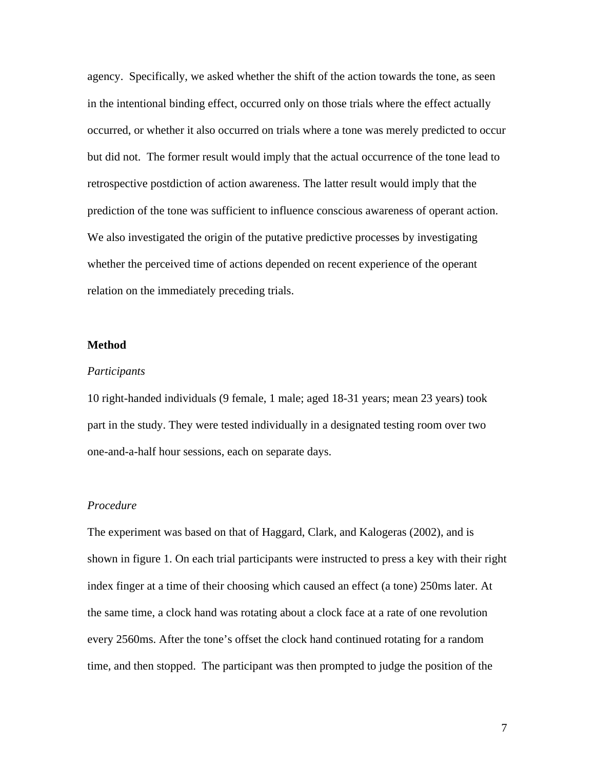agency. Specifically, we asked whether the shift of the action towards the tone, as seen in the intentional binding effect, occurred only on those trials where the effect actually occurred, or whether it also occurred on trials where a tone was merely predicted to occur but did not. The former result would imply that the actual occurrence of the tone lead to retrospective postdiction of action awareness. The latter result would imply that the prediction of the tone was sufficient to influence conscious awareness of operant action. We also investigated the origin of the putative predictive processes by investigating whether the perceived time of actions depended on recent experience of the operant relation on the immediately preceding trials.

## Method

### *Participants*

10 right-handed individuals (9 female, 1 male; aged 18-31 years; mean 23 years) took part in the study. They were tested individually in a designated testing room over two one-and-a-half hour sessions, each on separate days.

### *Procedure*

The experiment was based on that of Haggard, Clark, and Kalogeras (2002), and is shown in figure 1. On each trial participants were instructed to press a key with their right index finger at a time of their choosing which caused an effect (a tone) 250ms later. At the same time, a clock hand was rotating about a clock face at a rate of one revolution every 2560ms. After the tone's offset the clock hand continued rotating for a random time, and then stopped. The participant was then prompted to judge the position of the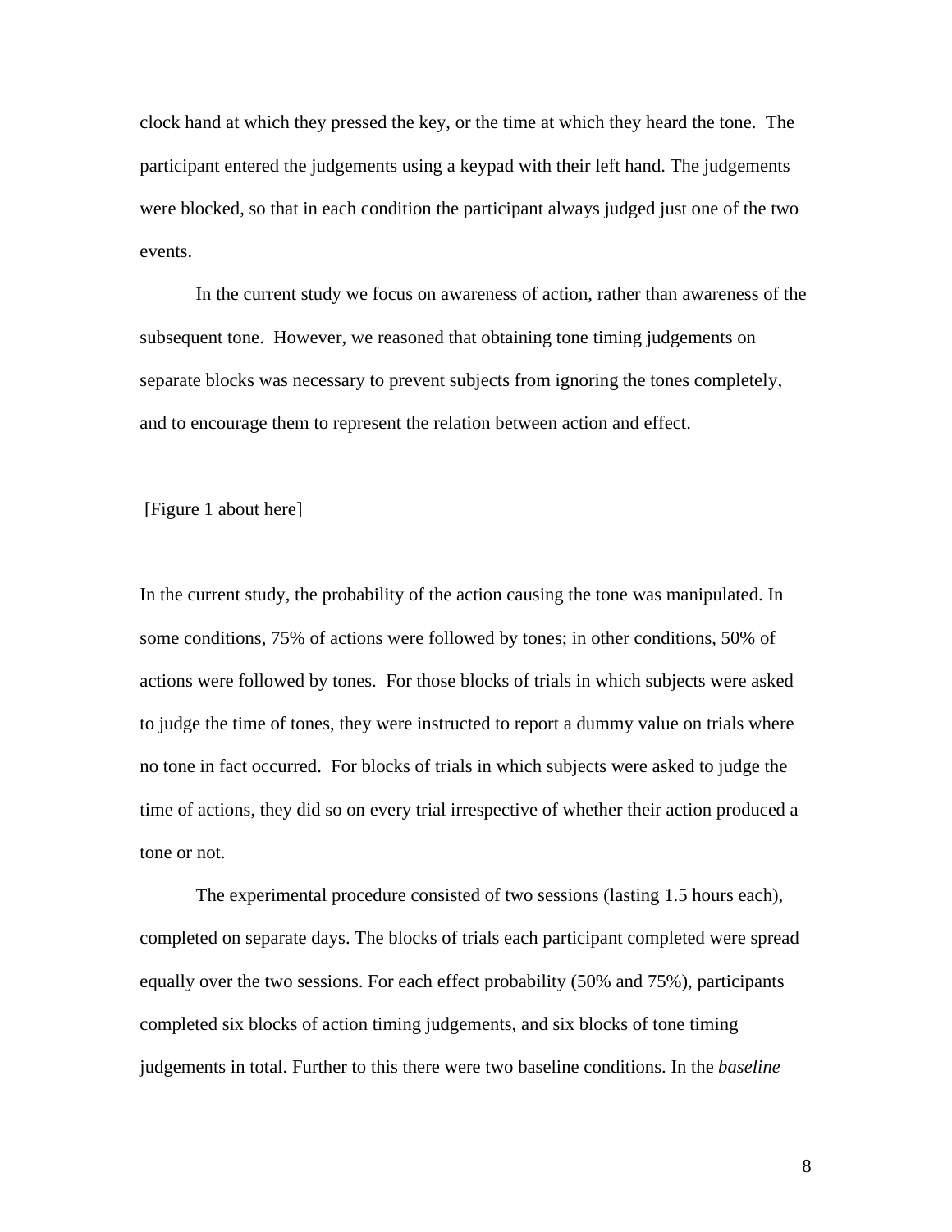clock hand at which they pressed the key, or the time at which they heard the tone. The participant entered the judgements using a keypad with their left hand. The judgements were blocked, so that in each condition the participant always judged just one of the two events.

In the current study we focus on awareness of action, rather than awareness of the subsequent tone. However, we reasoned that obtaining tone timing judgements on separate blocks was necessary to prevent subjects from ignoring the tones completely, and to encourage them to represent the relation between action and effect.

[Figure 1 about here]

In the current study, the probability of the action causing the tone was manipulated. In some conditions, 75% of actions were followed by tones; in other conditions, 50% of actions were followed by tones. For those blocks of trials in which subjects were asked to judge the time of tones, they were instructed to report a dummy value on trials where no tone in fact occurred. For blocks of trials in which subjects were asked to judge the time of actions, they did so on every trial irrespective of whether their action produced a tone or not.

The experimental procedure consisted of two sessions (lasting 1.5 hours each), completed on separate days. The blocks of trials each participant completed were spread equally over the two sessions. For each effect probability (50% and 75%), participants completed six blocks of action timing judgements, and six blocks of tone timing judgements in total. Further to this there were two baseline conditions. In the *baseline*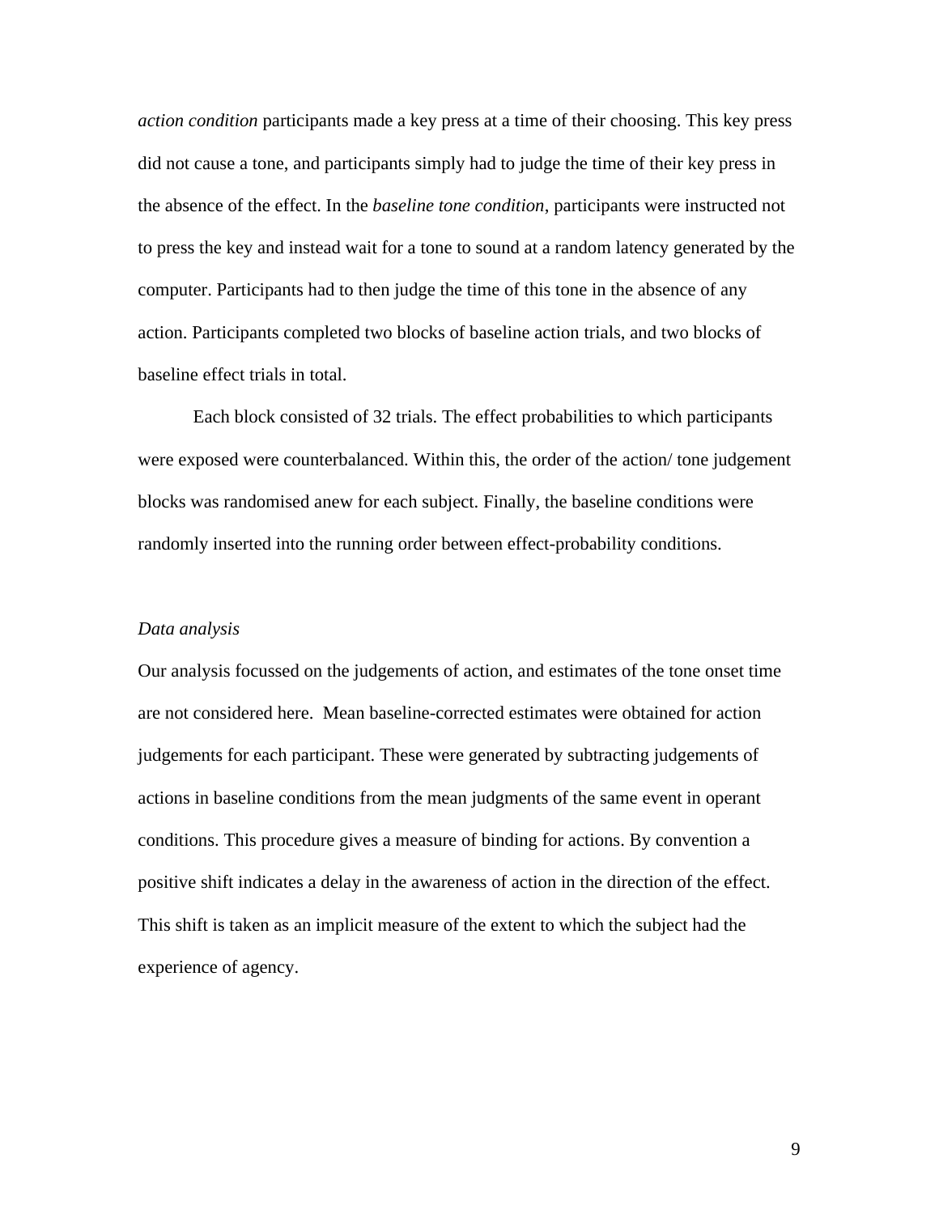*action condition* participants made a key press at a time of their choosing. This key press did not cause a tone, and participants simply had to judge the time of their key press in the absence of the effect. In the *baseline tone condition*, participants were instructed not to press the key and instead wait for a tone to sound at a random latency generated by the computer. Participants had to then judge the time of this tone in the absence of any action. Participants completed two blocks of baseline action trials, and two blocks of baseline effect trials in total.

Each block consisted of 32 trials. The effect probabilities to which participants were exposed were counterbalanced. Within this, the order of the action/ tone judgement blocks was randomised anew for each subject. Finally, the baseline conditions were randomly inserted into the running order between effect-probability conditions.

*Data analysis*

Our analysis focussed on the judgements of action, and estimates of the tone onset time are not considered here. Mean baseline-corrected estimates were obtained for action judgements for each participant. These were generated by subtracting judgements of actions in baseline conditions from the mean judgments of the same event in operant conditions. This procedure gives a measure of binding for actions. By convention a positive shift indicates a delay in the awareness of action in the direction of the effect. This shift is taken as an implicit measure of the extent to which the subject had the experience of agency.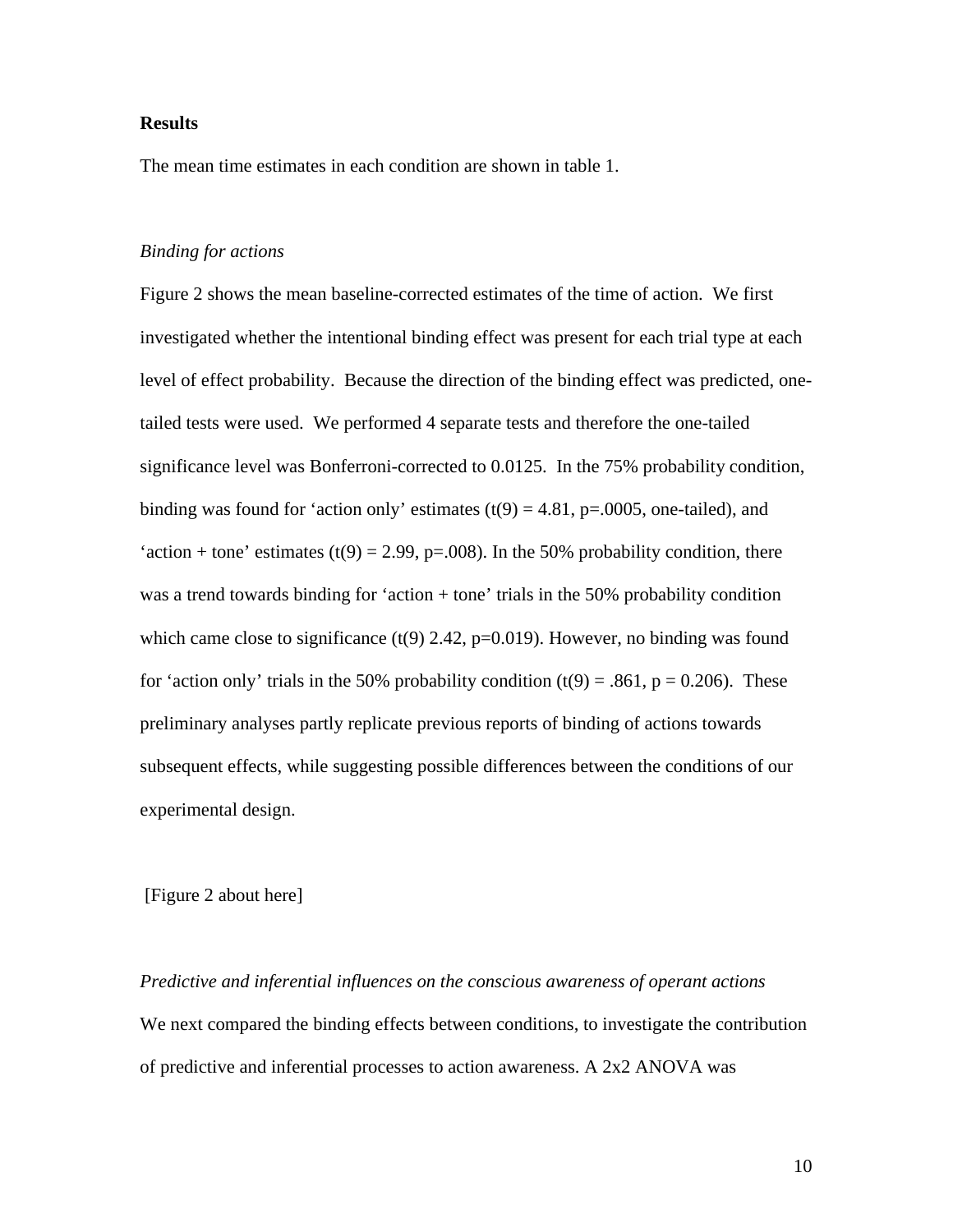## Results

The mean time estimates in each condition are shown in table 1.

### *Binding for actions*

Figure 2 shows the mean baseline-corrected estimates of the time of action. We first investigated whether the intentional binding effect was present for each trial type at each level of effect probability. Because the direction of the binding effect was predicted, one-tailed tests were used. We performed 4 separate tests and therefore the one-tailed significance level was Bonferroni-corrected to 0.0125. In the 75% probability condition, binding was found for 'action only' estimates ($t(9) = 4.81$, $p=.0005$, one-tailed), and 'action + tone' estimates ($t(9) = 2.99$, $p=.008$). In the 50% probability condition, there was a trend towards binding for 'action + tone' trials in the 50% probability condition which came close to significance ($t(9)$ 2.42, $p=0.019$). However, no binding was found for 'action only' trials in the 50% probability condition ($t(9) = .861$, $p = 0.206$). These preliminary analyses partly replicate previous reports of binding of actions towards subsequent effects, while suggesting possible differences between the conditions of our experimental design.

[Figure 2 about here]

### *Predictive and inferential influences on the conscious awareness of operant actions*

We next compared the binding effects between conditions, to investigate the contribution of predictive and inferential processes to action awareness. A 2x2 ANOVA was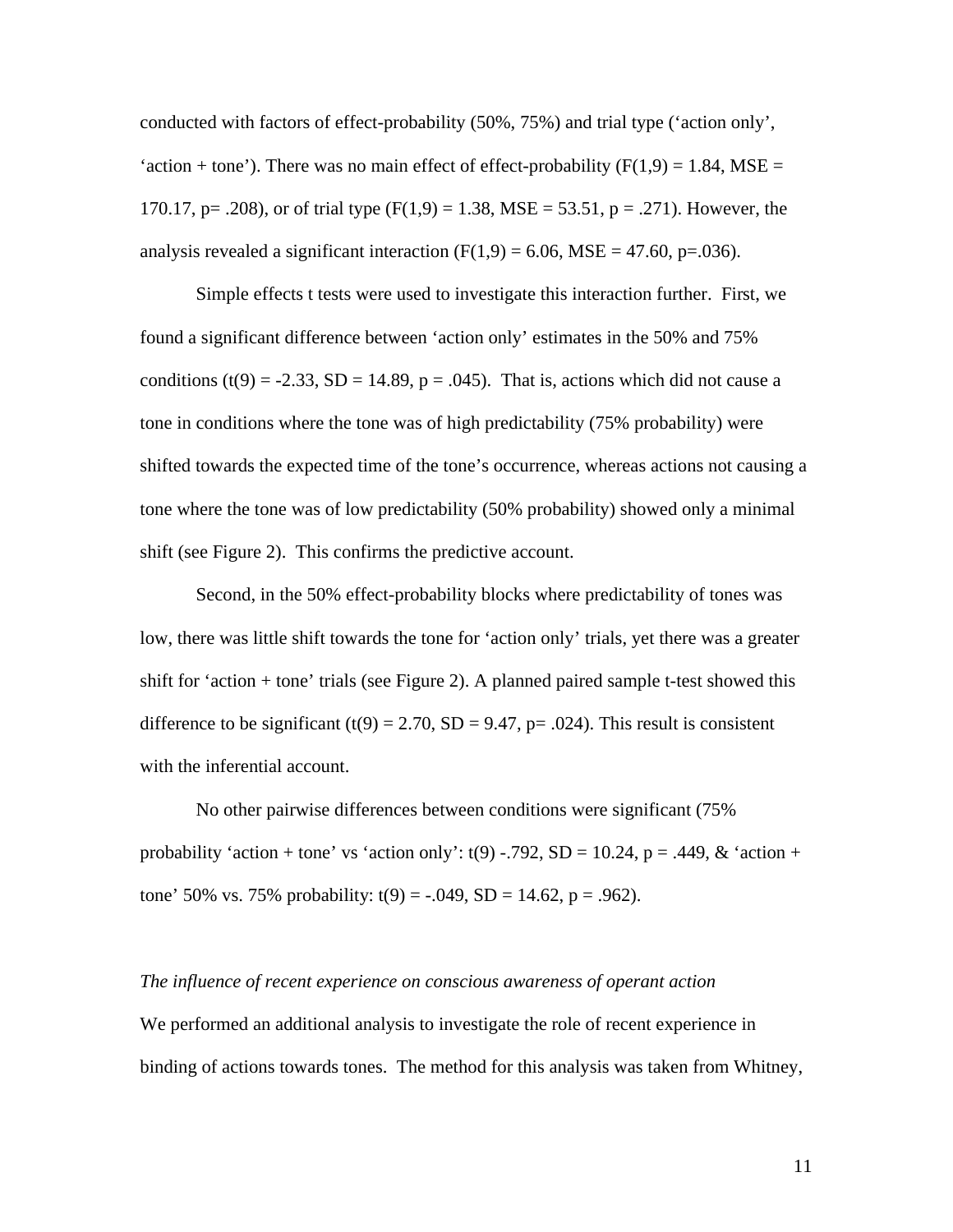conducted with factors of effect-probability (50%, 75%) and trial type (‘action only’, ‘action + tone’). There was no main effect of effect-probability ($F(1,9) = 1.84$, $MSE = 170.17$, $p = .208$), or of trial type ($F(1,9) = 1.38$, $MSE = 53.51$, $p = .271$). However, the analysis revealed a significant interaction ($F(1,9) = 6.06$, $MSE = 47.60$, $p = .036$).

Simple effects t tests were used to investigate this interaction further. First, we found a significant difference between ‘action only’ estimates in the 50% and 75% conditions ($t(9) = -2.33$, $SD = 14.89$, $p = .045$). That is, actions which did not cause a tone in conditions where the tone was of high predictability (75% probability) were shifted towards the expected time of the tone’s occurrence, whereas actions not causing a tone where the tone was of low predictability (50% probability) showed only a minimal shift (see Figure 2). This confirms the predictive account.

Second, in the 50% effect-probability blocks where predictability of tones was low, there was little shift towards the tone for ‘action only’ trials, yet there was a greater shift for ‘action + tone’ trials (see Figure 2). A planned paired sample t-test showed this difference to be significant ($t(9) = 2.70$, $SD = 9.47$, $p = .024$). This result is consistent with the inferential account.

No other pairwise differences between conditions were significant (75% probability ‘action + tone’ vs ‘action only’: $t(9)$ -.792, $SD = 10.24$, $p = .449$, & ‘action + tone’ 50% vs. 75% probability: $t(9) = -.049$, $SD = 14.62$, $p = .962$).

*The influence of recent experience on conscious awareness of operant action*

We performed an additional analysis to investigate the role of recent experience in binding of actions towards tones. The method for this analysis was taken from Whitney,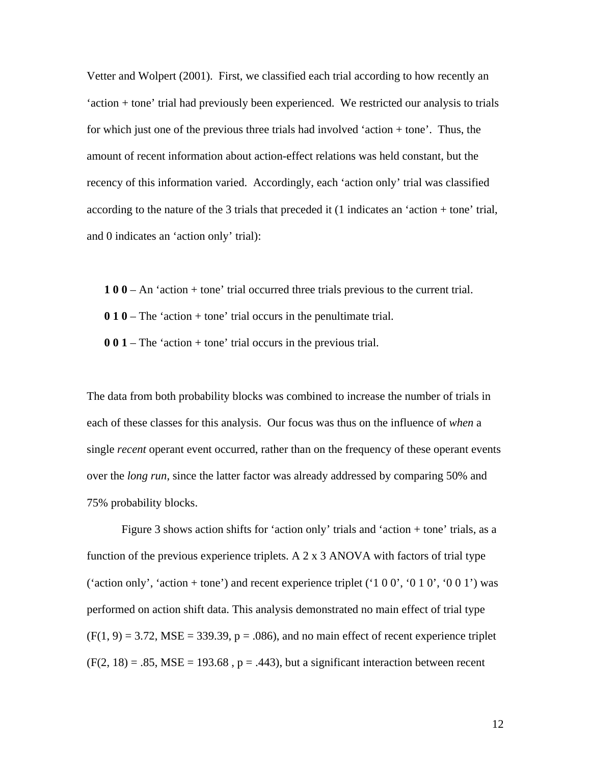Vetter and Wolpert (2001). First, we classified each trial according to how recently an 'action + tone' trial had previously been experienced. We restricted our analysis to trials for which just one of the previous three trials had involved 'action + tone'. Thus, the amount of recent information about action-effect relations was held constant, but the recency of this information varied. Accordingly, each 'action only' trial was classified according to the nature of the 3 trials that preceded it (1 indicates an 'action + tone' trial, and 0 indicates an 'action only' trial):

**1 0 0** – An 'action + tone' trial occurred three trials previous to the current trial.

**0 1 0** – The 'action + tone' trial occurs in the penultimate trial.

**0 0 1** – The 'action + tone' trial occurs in the previous trial.

The data from both probability blocks was combined to increase the number of trials in each of these classes for this analysis. Our focus was thus on the influence of *when* a single *recent* operant event occurred, rather than on the frequency of these operant events over the *long run*, since the latter factor was already addressed by comparing 50% and 75% probability blocks.

Figure 3 shows action shifts for 'action only' trials and 'action + tone' trials, as a function of the previous experience triplets. A 2 x 3 ANOVA with factors of trial type ('action only', 'action + tone') and recent experience triplet ('1 0 0', '0 1 0', '0 0 1') was performed on action shift data. This analysis demonstrated no main effect of trial type ($F(1, 9) = 3.72$, $MSE = 339.39$, $p = .086$), and no main effect of recent experience triplet ($F(2, 18) = .85$, $MSE = 193.68$ , $p = .443$), but a significant interaction between recent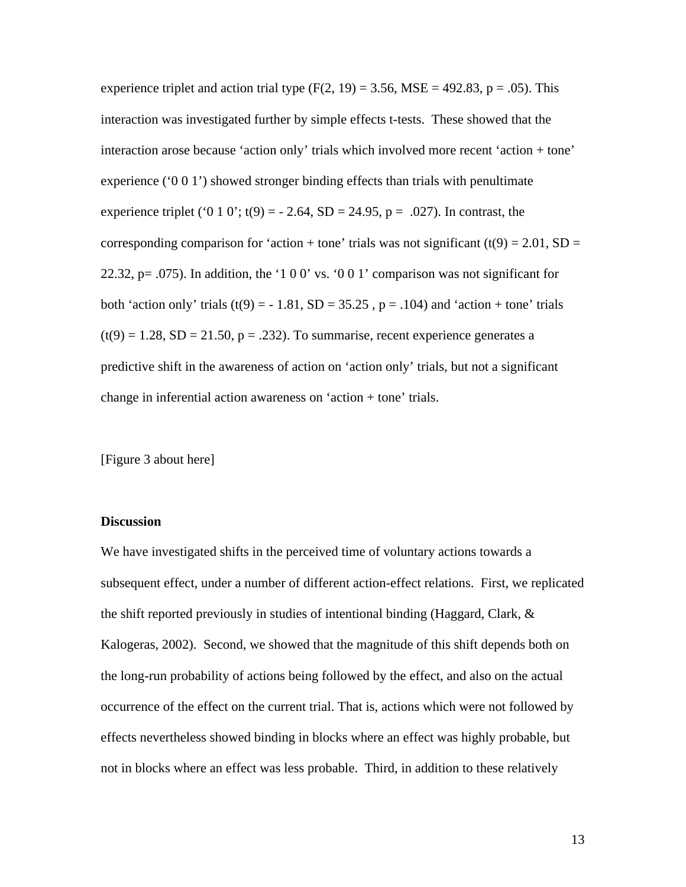experience triplet and action trial type ($F(2, 19) = 3.56$, $MSE = 492.83$, $p = .05$). This interaction was investigated further by simple effects t-tests. These showed that the interaction arose because 'action only' trials which involved more recent 'action + tone' experience ('0 0 1') showed stronger binding effects than trials with penultimate experience triplet ('0 1 0'; $t(9) = -2.64$, $SD = 24.95$, $p = .027$). In contrast, the corresponding comparison for 'action + tone' trials was not significant ($t(9) = 2.01$, $SD = 22.32$, $p = .075$). In addition, the '1 0 0' vs. '0 0 1' comparison was not significant for both 'action only' trials ($t(9) = -1.81$, $SD = 35.25$, $p = .104$) and 'action + tone' trials ($t(9) = 1.28$, $SD = 21.50$, $p = .232$). To summarise, recent experience generates a predictive shift in the awareness of action on 'action only' trials, but not a significant change in inferential action awareness on 'action + tone' trials.

[Figure 3 about here]

**Discussion**

We have investigated shifts in the perceived time of voluntary actions towards a subsequent effect, under a number of different action-effect relations. First, we replicated the shift reported previously in studies of intentional binding (Haggard, Clark, & Kalogeras, 2002). Second, we showed that the magnitude of this shift depends both on the long-run probability of actions being followed by the effect, and also on the actual occurrence of the effect on the current trial. That is, actions which were not followed by effects nevertheless showed binding in blocks where an effect was highly probable, but not in blocks where an effect was less probable. Third, in addition to these relatively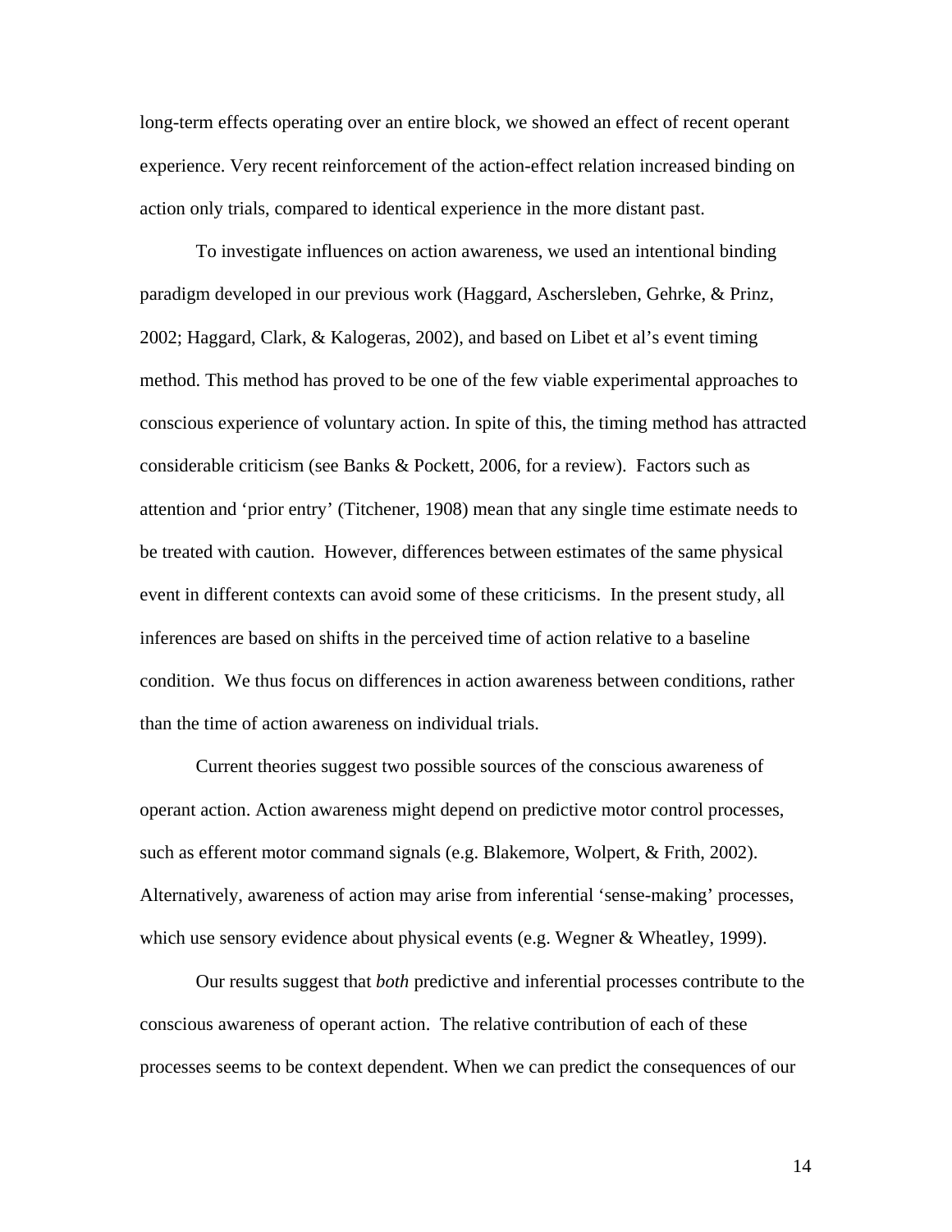long-term effects operating over an entire block, we showed an effect of recent operant experience. Very recent reinforcement of the action-effect relation increased binding on action only trials, compared to identical experience in the more distant past.

To investigate influences on action awareness, we used an intentional binding paradigm developed in our previous work (Haggard, Aschersleben, Gehrke, & Prinz, 2002; Haggard, Clark, & Kalogeras, 2002), and based on Libet et al's event timing method. This method has proved to be one of the few viable experimental approaches to conscious experience of voluntary action. In spite of this, the timing method has attracted considerable criticism (see Banks & Pockett, 2006, for a review). Factors such as attention and 'prior entry' (Titchener, 1908) mean that any single time estimate needs to be treated with caution. However, differences between estimates of the same physical event in different contexts can avoid some of these criticisms. In the present study, all inferences are based on shifts in the perceived time of action relative to a baseline condition. We thus focus on differences in action awareness between conditions, rather than the time of action awareness on individual trials.

Current theories suggest two possible sources of the conscious awareness of operant action. Action awareness might depend on predictive motor control processes, such as efferent motor command signals (e.g. Blakemore, Wolpert, & Frith, 2002). Alternatively, awareness of action may arise from inferential 'sense-making' processes, which use sensory evidence about physical events (e.g. Wegner & Wheatley, 1999).

Our results suggest that *both* predictive and inferential processes contribute to the conscious awareness of operant action. The relative contribution of each of these processes seems to be context dependent. When we can predict the consequences of our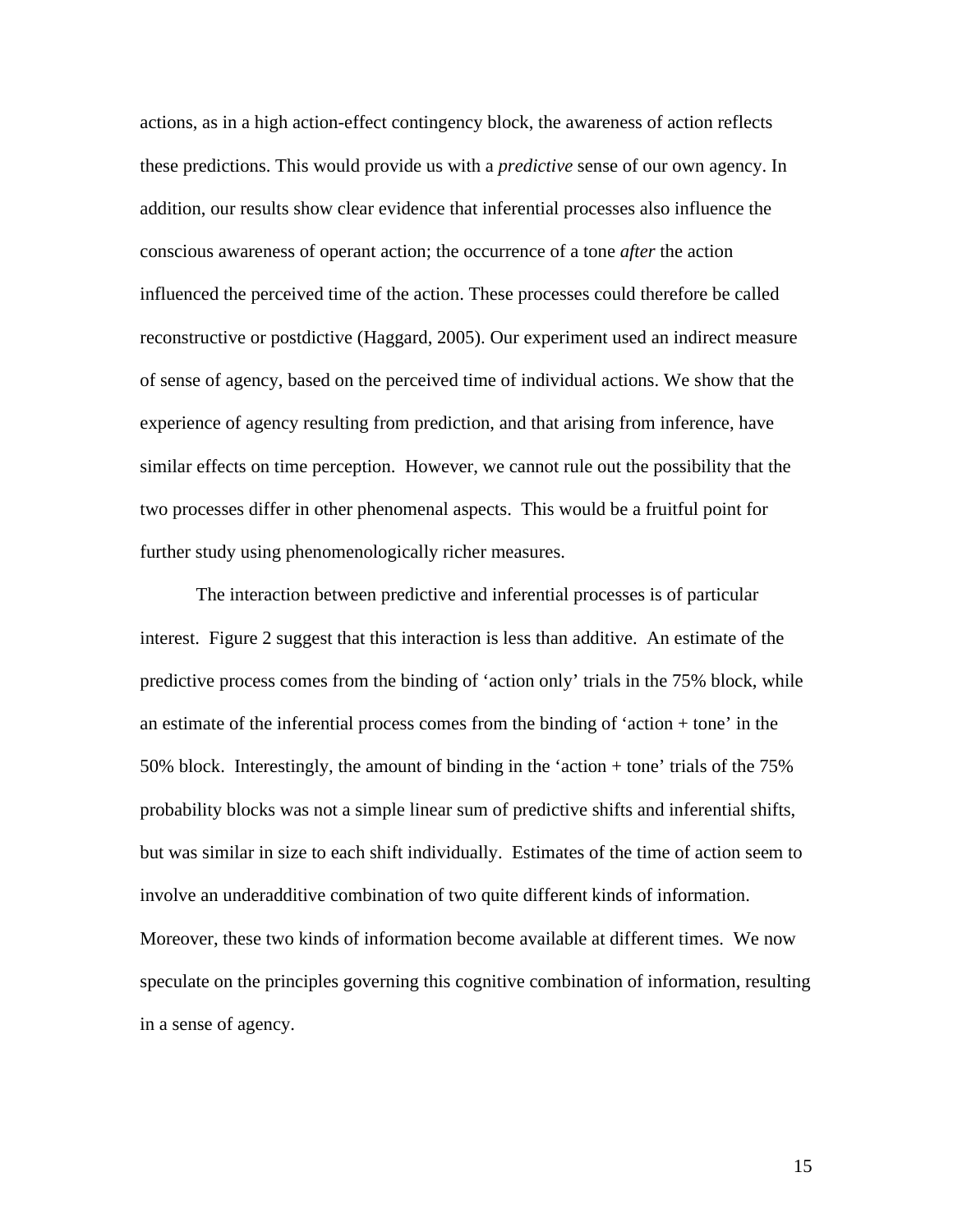actions, as in a high action-effect contingency block, the awareness of action reflects these predictions. This would provide us with a *predictive* sense of our own agency. In addition, our results show clear evidence that inferential processes also influence the conscious awareness of operant action; the occurrence of a tone *after* the action influenced the perceived time of the action. These processes could therefore be called reconstructive or postdictive (Haggard, 2005). Our experiment used an indirect measure of sense of agency, based on the perceived time of individual actions. We show that the experience of agency resulting from prediction, and that arising from inference, have similar effects on time perception. However, we cannot rule out the possibility that the two processes differ in other phenomenal aspects. This would be a fruitful point for further study using phenomenologically richer measures.

The interaction between predictive and inferential processes is of particular interest. Figure 2 suggest that this interaction is less than additive. An estimate of the predictive process comes from the binding of 'action only' trials in the 75% block, while an estimate of the inferential process comes from the binding of 'action + tone' in the 50% block. Interestingly, the amount of binding in the 'action + tone' trials of the 75% probability blocks was not a simple linear sum of predictive shifts and inferential shifts, but was similar in size to each shift individually. Estimates of the time of action seem to involve an underadditive combination of two quite different kinds of information. Moreover, these two kinds of information become available at different times. We now speculate on the principles governing this cognitive combination of information, resulting in a sense of agency.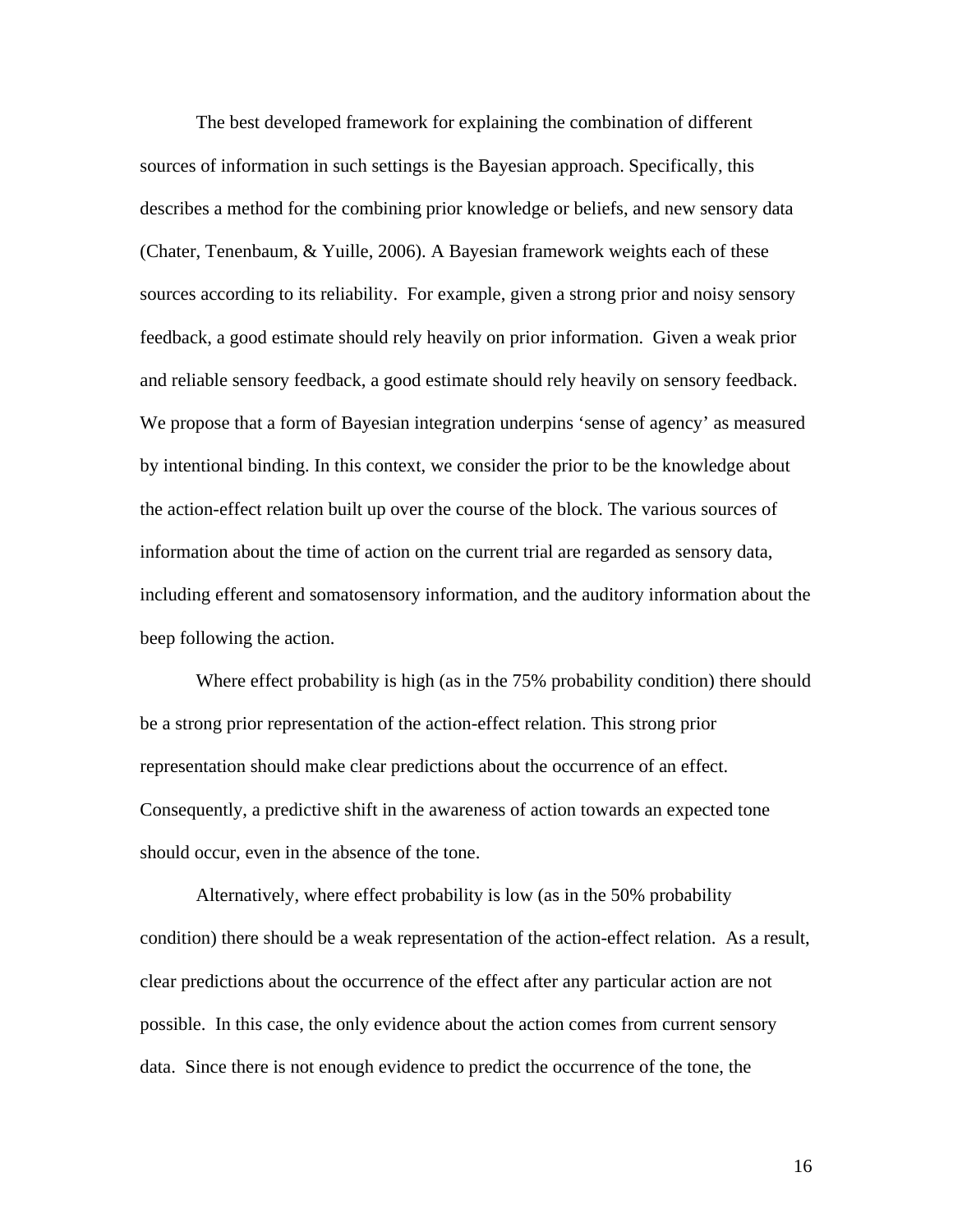The best developed framework for explaining the combination of different sources of information in such settings is the Bayesian approach. Specifically, this describes a method for the combining prior knowledge or beliefs, and new sensory data (Chater, Tenenbaum, & Yuille, 2006). A Bayesian framework weights each of these sources according to its reliability. For example, given a strong prior and noisy sensory feedback, a good estimate should rely heavily on prior information. Given a weak prior and reliable sensory feedback, a good estimate should rely heavily on sensory feedback. We propose that a form of Bayesian integration underpins 'sense of agency' as measured by intentional binding. In this context, we consider the prior to be the knowledge about the action-effect relation built up over the course of the block. The various sources of information about the time of action on the current trial are regarded as sensory data, including efferent and somatosensory information, and the auditory information about the beep following the action.

Where effect probability is high (as in the 75% probability condition) there should be a strong prior representation of the action-effect relation. This strong prior representation should make clear predictions about the occurrence of an effect. Consequently, a predictive shift in the awareness of action towards an expected tone should occur, even in the absence of the tone.

Alternatively, where effect probability is low (as in the 50% probability condition) there should be a weak representation of the action-effect relation. As a result, clear predictions about the occurrence of the effect after any particular action are not possible. In this case, the only evidence about the action comes from current sensory data. Since there is not enough evidence to predict the occurrence of the tone, the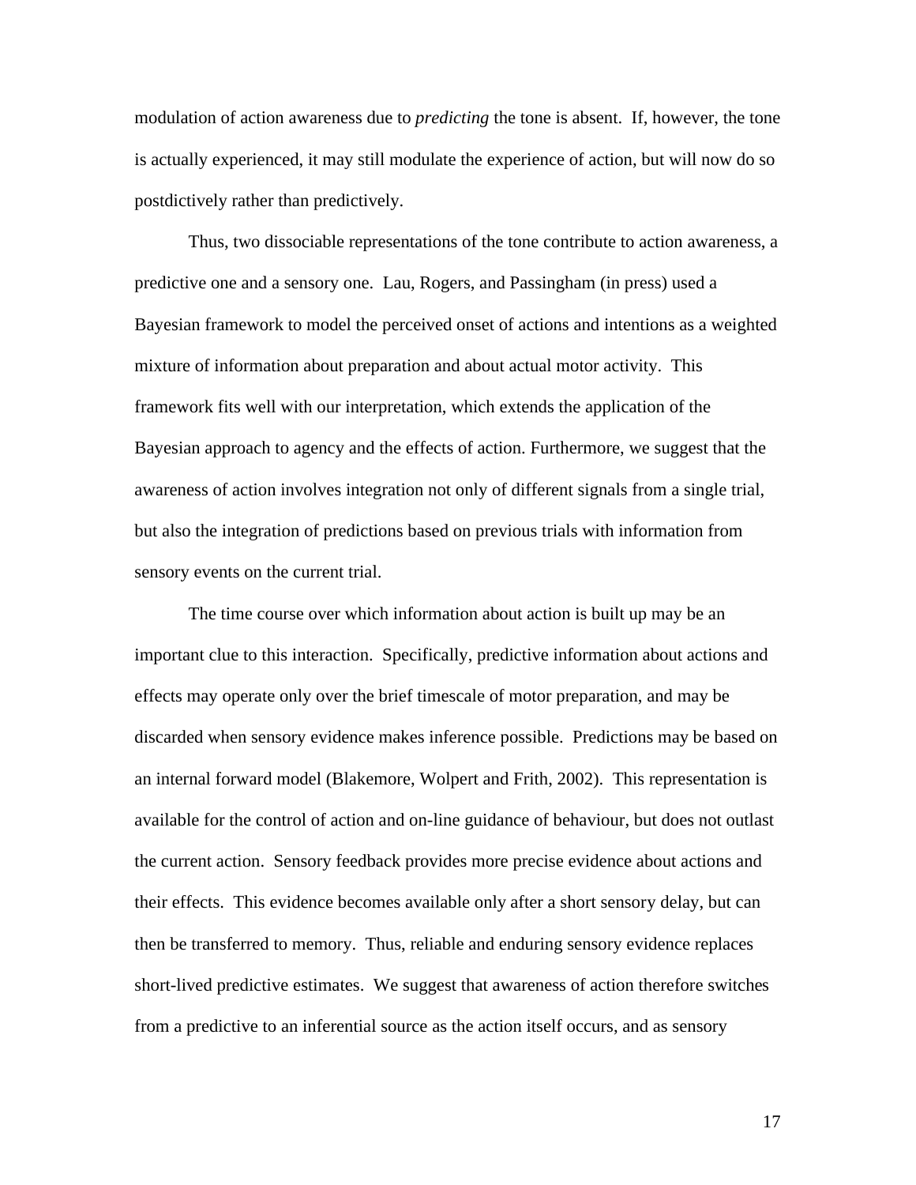modulation of action awareness due to *predicting* the tone is absent. If, however, the tone is actually experienced, it may still modulate the experience of action, but will now do so postdictively rather than predictively.

Thus, two dissociable representations of the tone contribute to action awareness, a predictive one and a sensory one. Lau, Rogers, and Passingham (in press) used a Bayesian framework to model the perceived onset of actions and intentions as a weighted mixture of information about preparation and about actual motor activity. This framework fits well with our interpretation, which extends the application of the Bayesian approach to agency and the effects of action. Furthermore, we suggest that the awareness of action involves integration not only of different signals from a single trial, but also the integration of predictions based on previous trials with information from sensory events on the current trial.

The time course over which information about action is built up may be an important clue to this interaction. Specifically, predictive information about actions and effects may operate only over the brief timescale of motor preparation, and may be discarded when sensory evidence makes inference possible. Predictions may be based on an internal forward model (Blakemore, Wolpert and Frith, 2002). This representation is available for the control of action and on-line guidance of behaviour, but does not outlast the current action. Sensory feedback provides more precise evidence about actions and their effects. This evidence becomes available only after a short sensory delay, but can then be transferred to memory. Thus, reliable and enduring sensory evidence replaces short-lived predictive estimates. We suggest that awareness of action therefore switches from a predictive to an inferential source as the action itself occurs, and as sensory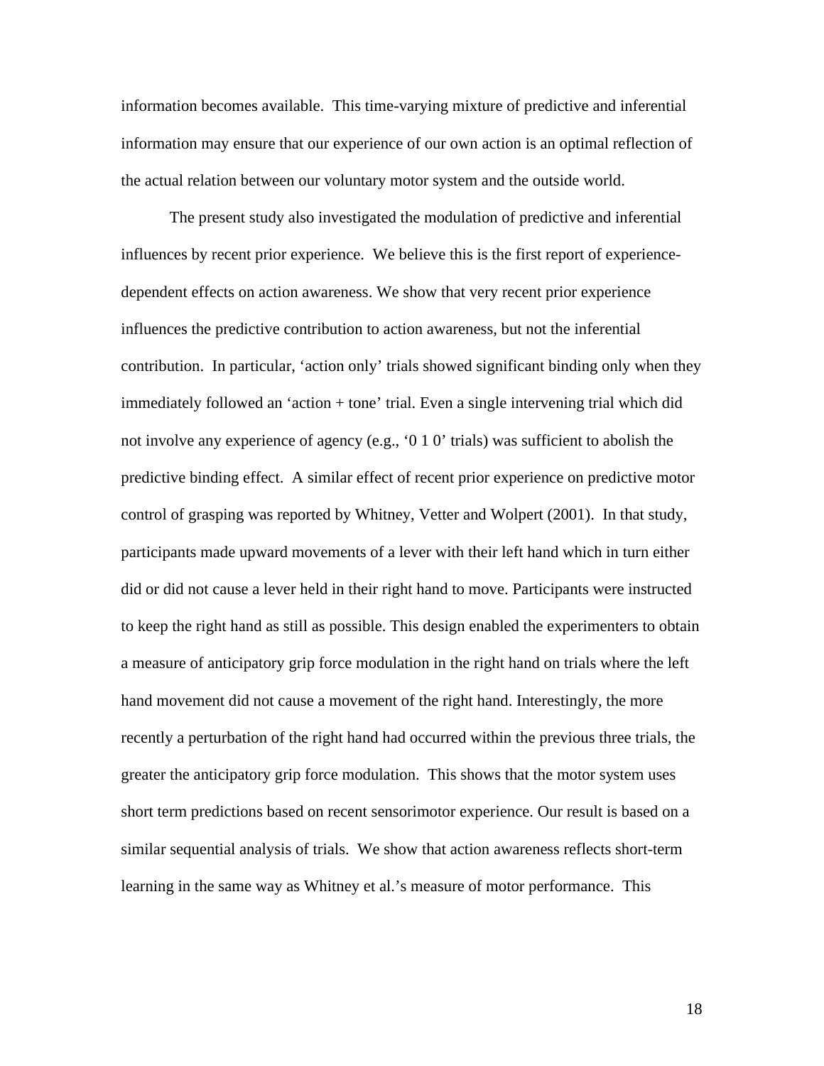information becomes available. This time-varying mixture of predictive and inferential information may ensure that our experience of our own action is an optimal reflection of the actual relation between our voluntary motor system and the outside world.

The present study also investigated the modulation of predictive and inferential influences by recent prior experience. We believe this is the first report of experience-dependent effects on action awareness. We show that very recent prior experience influences the predictive contribution to action awareness, but not the inferential contribution. In particular, 'action only' trials showed significant binding only when they immediately followed an 'action + tone' trial. Even a single intervening trial which did not involve any experience of agency (e.g., '0 1 0' trials) was sufficient to abolish the predictive binding effect. A similar effect of recent prior experience on predictive motor control of grasping was reported by Whitney, Vetter and Wolpert (2001). In that study, participants made upward movements of a lever with their left hand which in turn either did or did not cause a lever held in their right hand to move. Participants were instructed to keep the right hand as still as possible. This design enabled the experimenters to obtain a measure of anticipatory grip force modulation in the right hand on trials where the left hand movement did not cause a movement of the right hand. Interestingly, the more recently a perturbation of the right hand had occurred within the previous three trials, the greater the anticipatory grip force modulation. This shows that the motor system uses short term predictions based on recent sensorimotor experience. Our result is based on a similar sequential analysis of trials. We show that action awareness reflects short-term learning in the same way as Whitney et al.'s measure of motor performance. This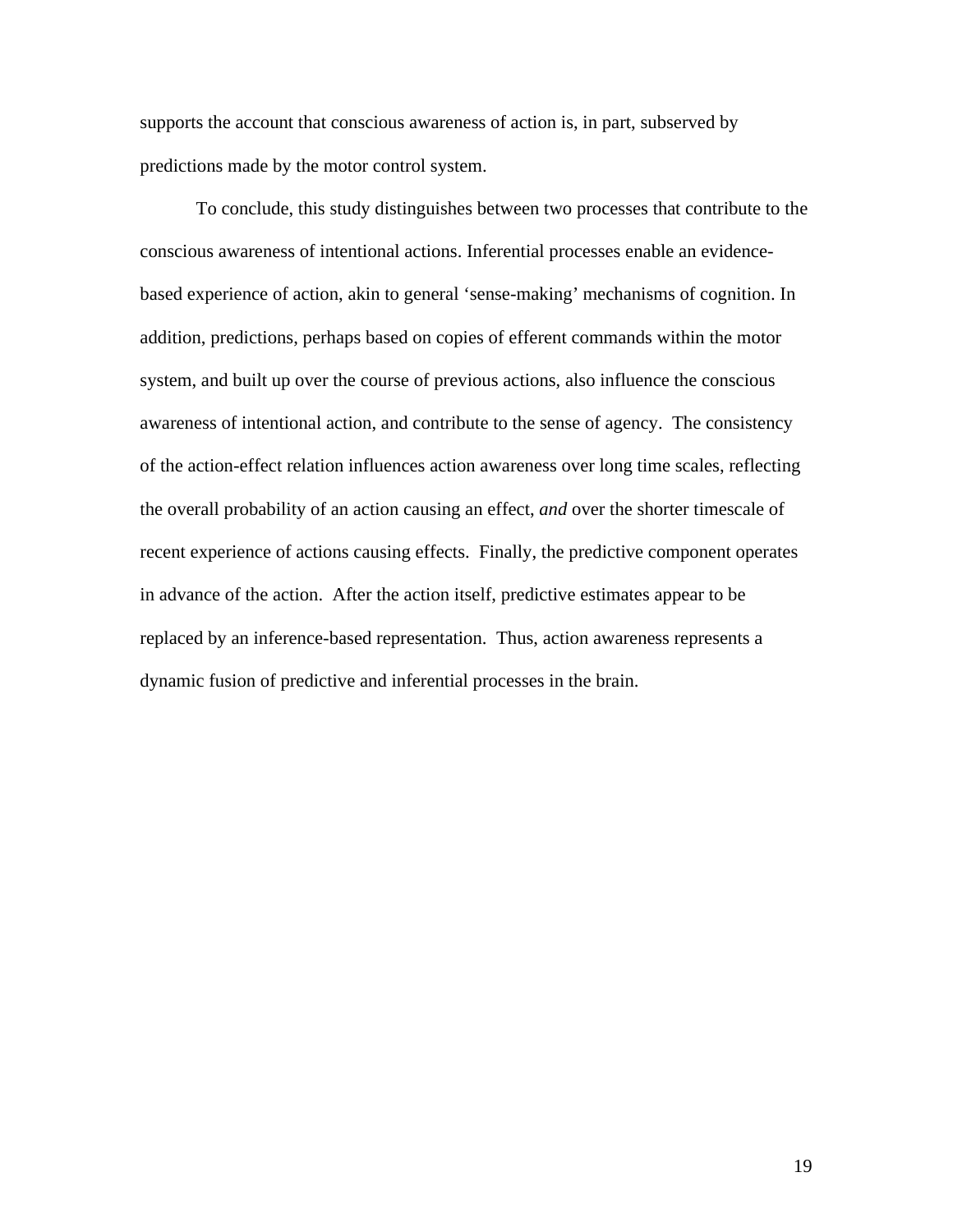supports the account that conscious awareness of action is, in part, subserved by predictions made by the motor control system.

To conclude, this study distinguishes between two processes that contribute to the conscious awareness of intentional actions. Inferential processes enable an evidence-based experience of action, akin to general ‘sense-making’ mechanisms of cognition. In addition, predictions, perhaps based on copies of efferent commands within the motor system, and built up over the course of previous actions, also influence the conscious awareness of intentional action, and contribute to the sense of agency. The consistency of the action-effect relation influences action awareness over long time scales, reflecting the overall probability of an action causing an effect, *and* over the shorter timescale of recent experience of actions causing effects. Finally, the predictive component operates in advance of the action. After the action itself, predictive estimates appear to be replaced by an inference-based representation. Thus, action awareness represents a dynamic fusion of predictive and inferential processes in the brain.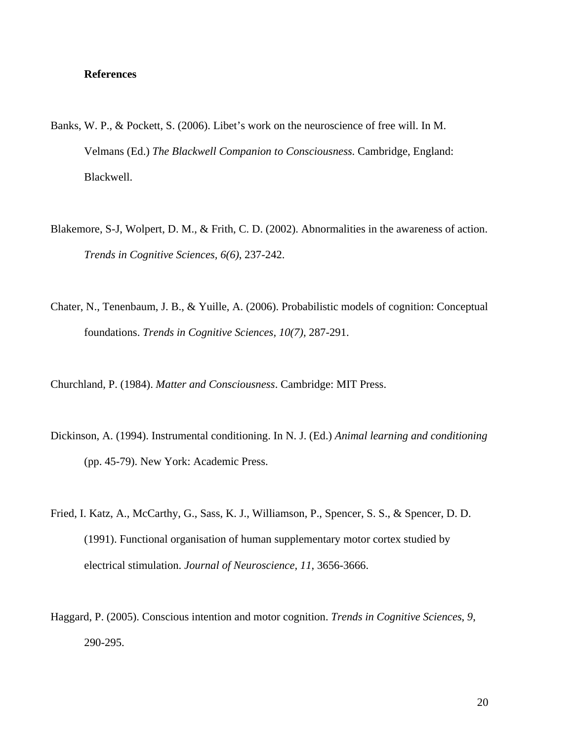**References**

Banks, W. P., & Pockett, S. (2006). Libet's work on the neuroscience of free will. In M. Velmans (Ed.) *The Blackwell Companion to Consciousness*. Cambridge, England: Blackwell.

Blakemore, S-J, Wolpert, D. M., & Frith, C. D. (2002). Abnormalities in the awareness of action. *Trends in Cognitive Sciences, 6(6),* 237-242.

Chater, N., Tenenbaum, J. B., & Yuille, A. (2006). Probabilistic models of cognition: Conceptual foundations. *Trends in Cognitive Sciences, 10(7),* 287-291.

Churchland, P. (1984). *Matter and Consciousness*. Cambridge: MIT Press.

Dickinson, A. (1994). Instrumental conditioning. In N. J. (Ed.) *Animal learning and conditioning* (pp. 45-79). New York: Academic Press.

Fried, I. Katz, A., McCarthy, G., Sass, K. J., Williamson, P., Spencer, S. S., & Spencer, D. D. (1991). Functional organisation of human supplementary motor cortex studied by electrical stimulation. *Journal of Neuroscience, 11*, 3656-3666.

Haggard, P. (2005). Conscious intention and motor cognition. *Trends in Cognitive Sciences*, *9*, 290-295.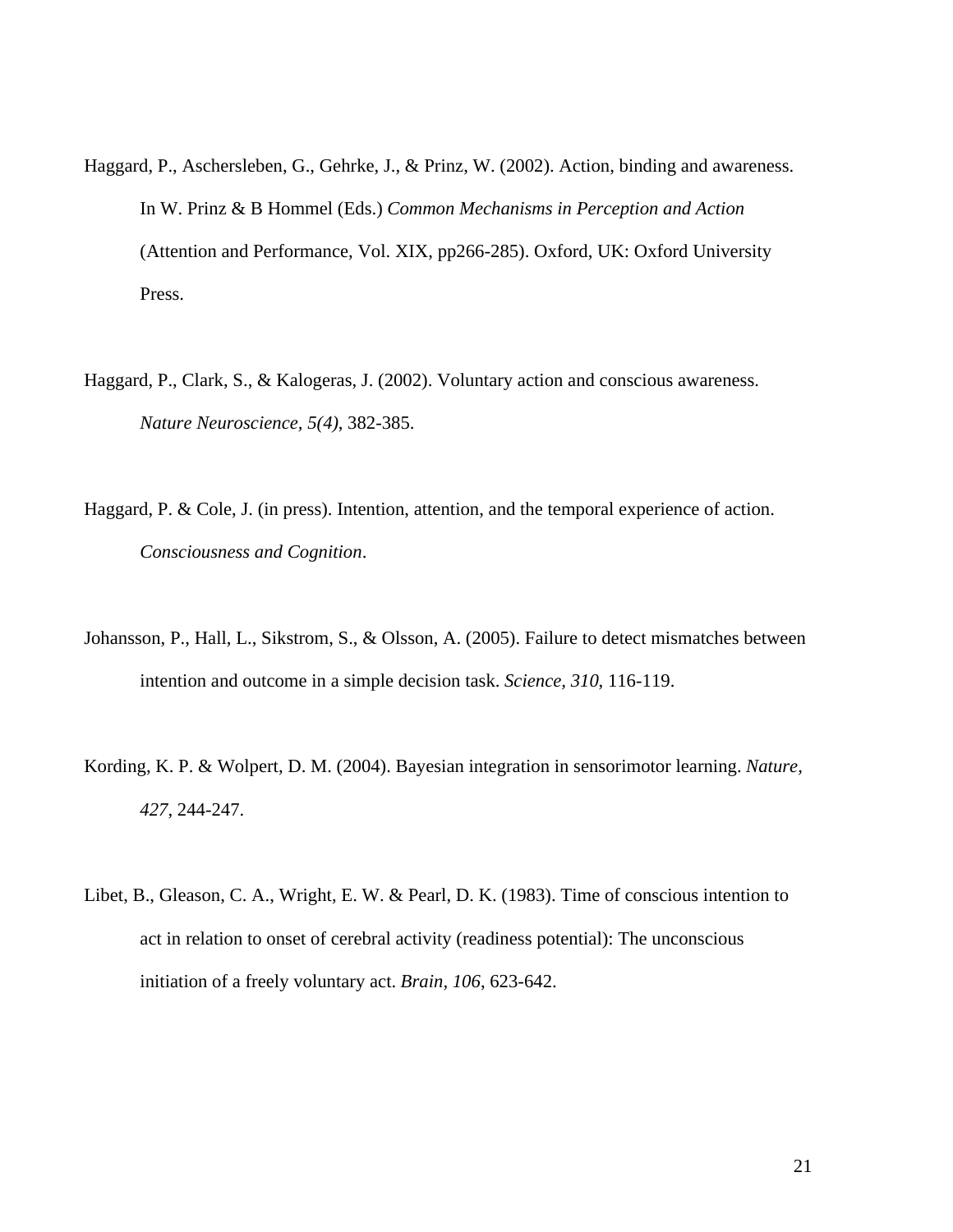Haggard, P., Aschersleben, G., Gehrke, J., & Prinz, W. (2002). Action, binding and awareness. In W. Prinz & B Hommel (Eds.) *Common Mechanisms in Perception and Action* (Attention and Performance, Vol. XIX, pp266-285). Oxford, UK: Oxford University Press.

Haggard, P., Clark, S., & Kalogeras, J. (2002). Voluntary action and conscious awareness. *Nature Neuroscience, 5(4)*, 382-385.

Haggard, P. & Cole, J. (in press). Intention, attention, and the temporal experience of action. *Consciousness and Cognition*.

Johansson, P., Hall, L., Sikstrom, S., & Olsson, A. (2005). Failure to detect mismatches between intention and outcome in a simple decision task. *Science, 310*, 116-119.

Kording, K. P. & Wolpert, D. M. (2004). Bayesian integration in sensorimotor learning. *Nature, 427*, 244-247.

Libet, B., Gleason, C. A., Wright, E. W. & Pearl, D. K. (1983). Time of conscious intention to act in relation to onset of cerebral activity (readiness potential): The unconscious initiation of a freely voluntary act. *Brain, 106*, 623-642.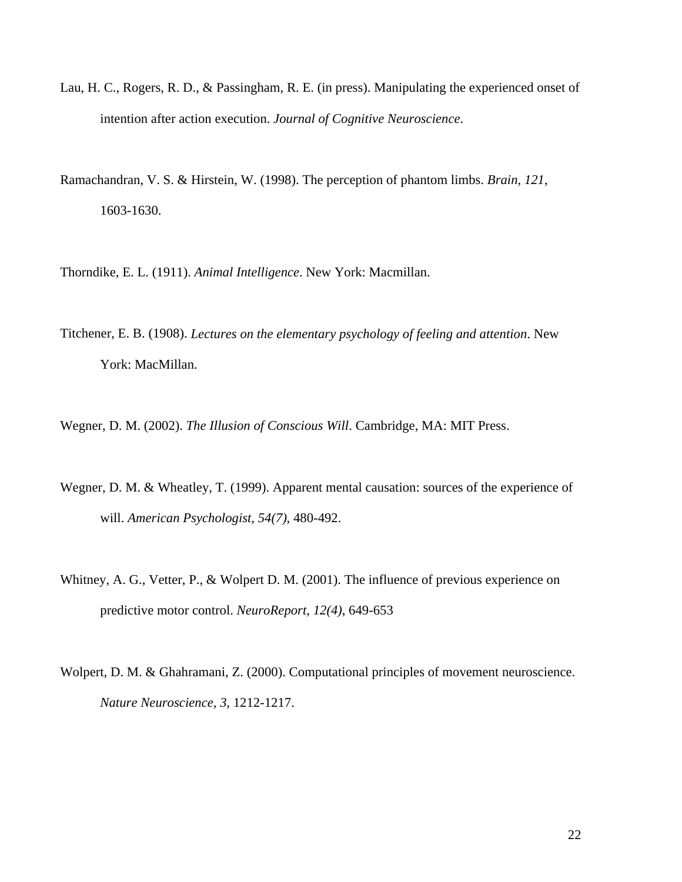Lau, H. C., Rogers, R. D., & Passingham, R. E. (in press). Manipulating the experienced onset of intention after action execution. *Journal of Cognitive Neuroscience*.

Ramachandran, V. S. & Hirstein, W. (1998). The perception of phantom limbs. *Brain, 121*, 1603-1630.

Thorndike, E. L. (1911). *Animal Intelligence*. New York: Macmillan.

Titchener, E. B. (1908). *Lectures on the elementary psychology of feeling and attention*. New York: MacMillan.

Wegner, D. M. (2002). *The Illusion of Conscious Will*. Cambridge, MA: MIT Press.

Wegner, D. M. & Wheatley, T. (1999). Apparent mental causation: sources of the experience of will. *American Psychologist, 54(7)*, 480-492.

Whitney, A. G., Vetter, P., & Wolpert D. M. (2001). The influence of previous experience on predictive motor control. *NeuroReport, 12(4)*, 649-653

Wolpert, D. M. & Ghahramani, Z. (2000). Computational principles of movement neuroscience. *Nature Neuroscience, 3*, 1212-1217.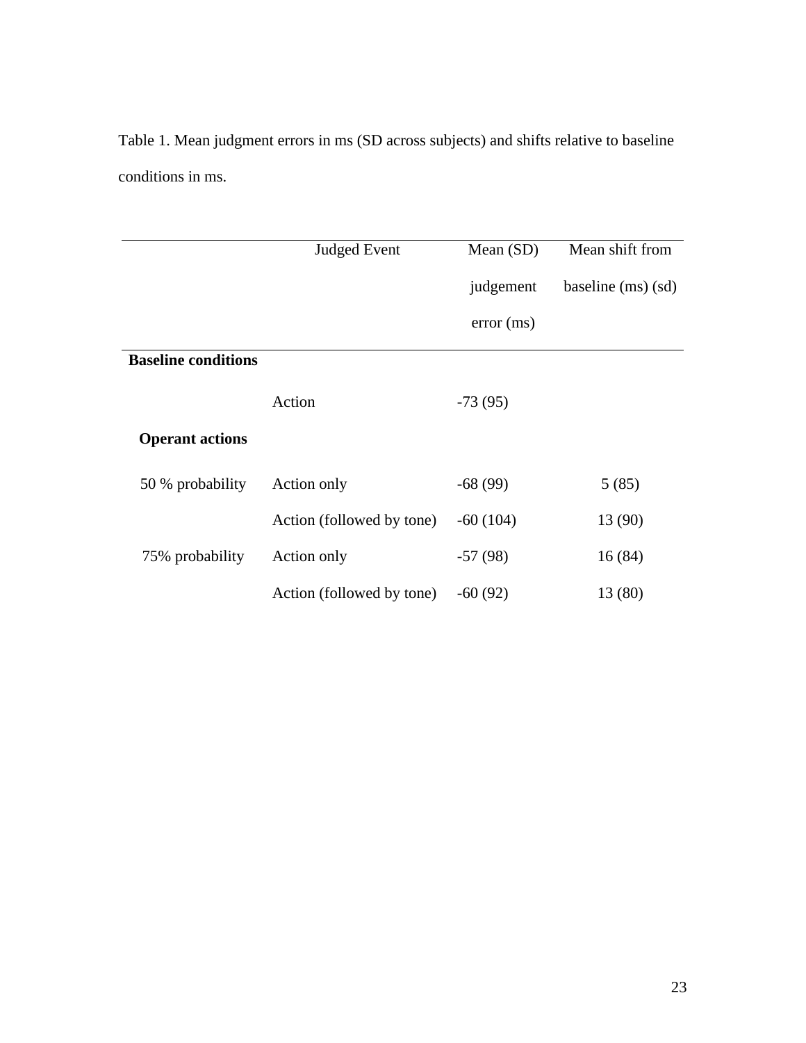Table 1. Mean judgment errors in ms (SD across subjects) and shifts relative to baseline conditions in ms.

| | Judged Event | Mean (SD) judgement error (ms) | Mean shift from baseline (ms) (sd) |
|---|---|---|---|
| **Baseline conditions** | | | |
| | Action | -73 (95) | |
| **Operant actions** | | | |
| 50 % probability | Action only | -68 (99) | 5 (85) |
| | Action (followed by tone) | -60 (104) | 13 (90) |
| 75% probability | Action only | -57 (98) | 16 (84) |
| | Action (followed by tone) | -60 (92) | 13 (80) |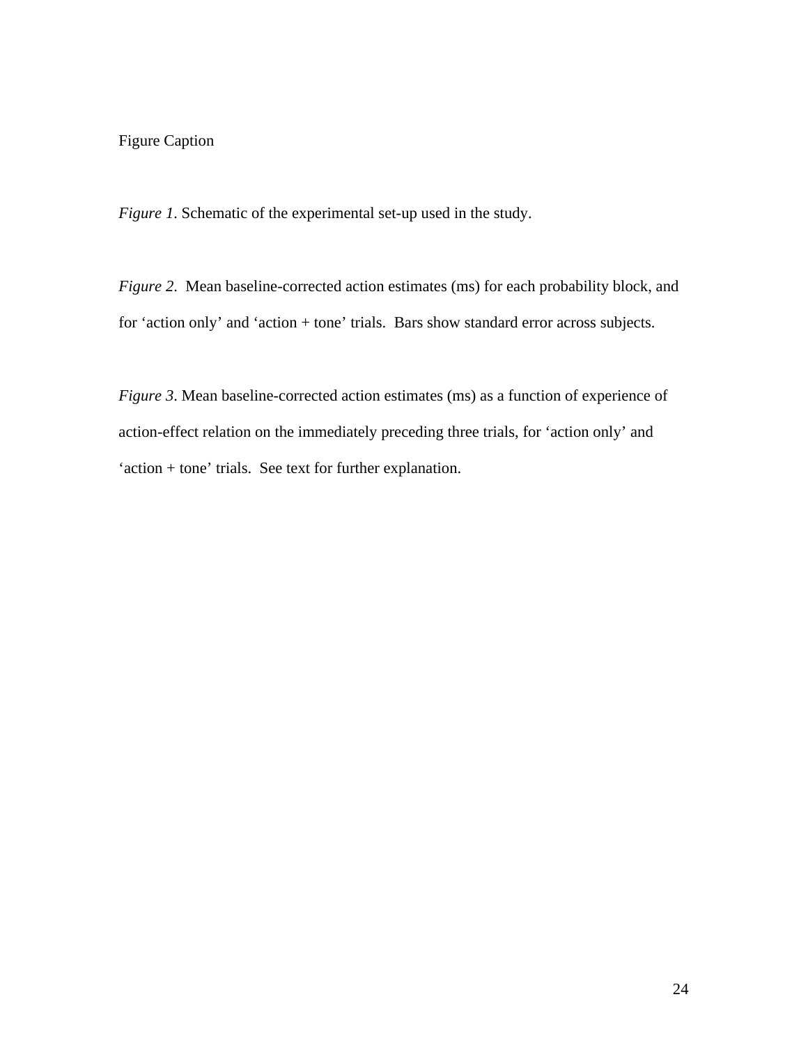Figure Caption

*Figure 1*. Schematic of the experimental set-up used in the study.

*Figure 2*. Mean baseline-corrected action estimates (ms) for each probability block, and for 'action only' and 'action + tone' trials. Bars show standard error across subjects.

*Figure 3*. Mean baseline-corrected action estimates (ms) as a function of experience of action-effect relation on the immediately preceding three trials, for 'action only' and 'action + tone' trials. See text for further explanation.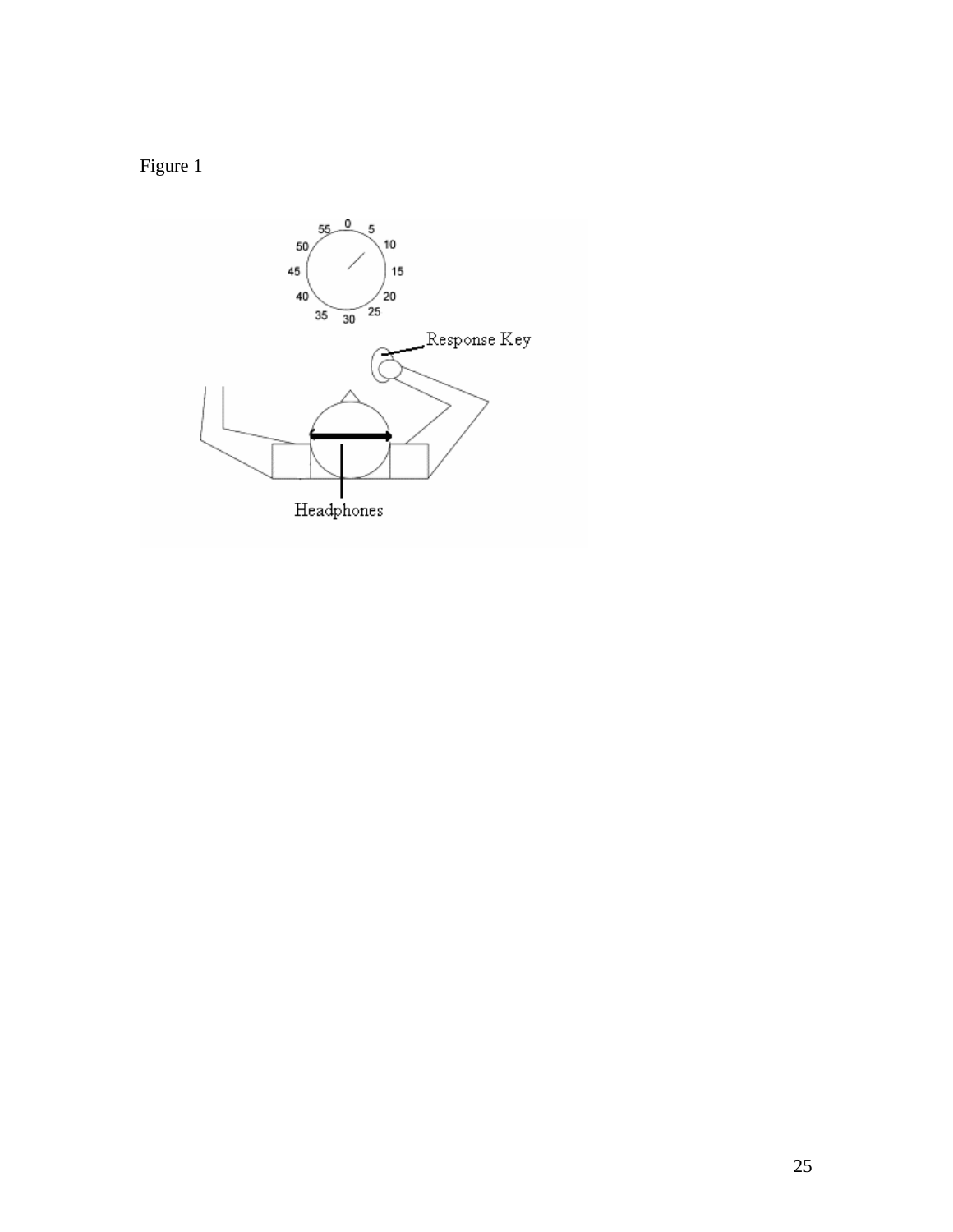Figure 1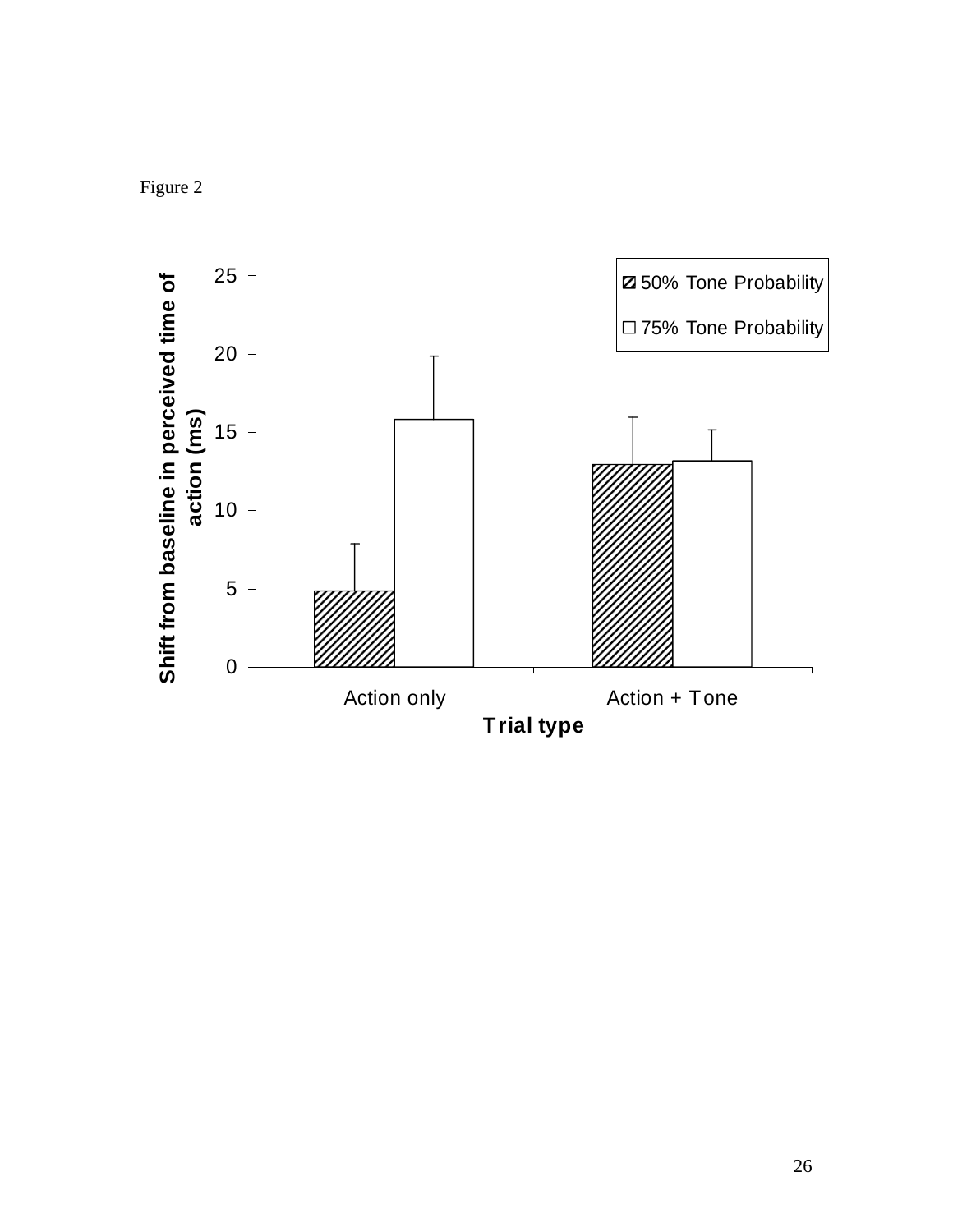Figure 2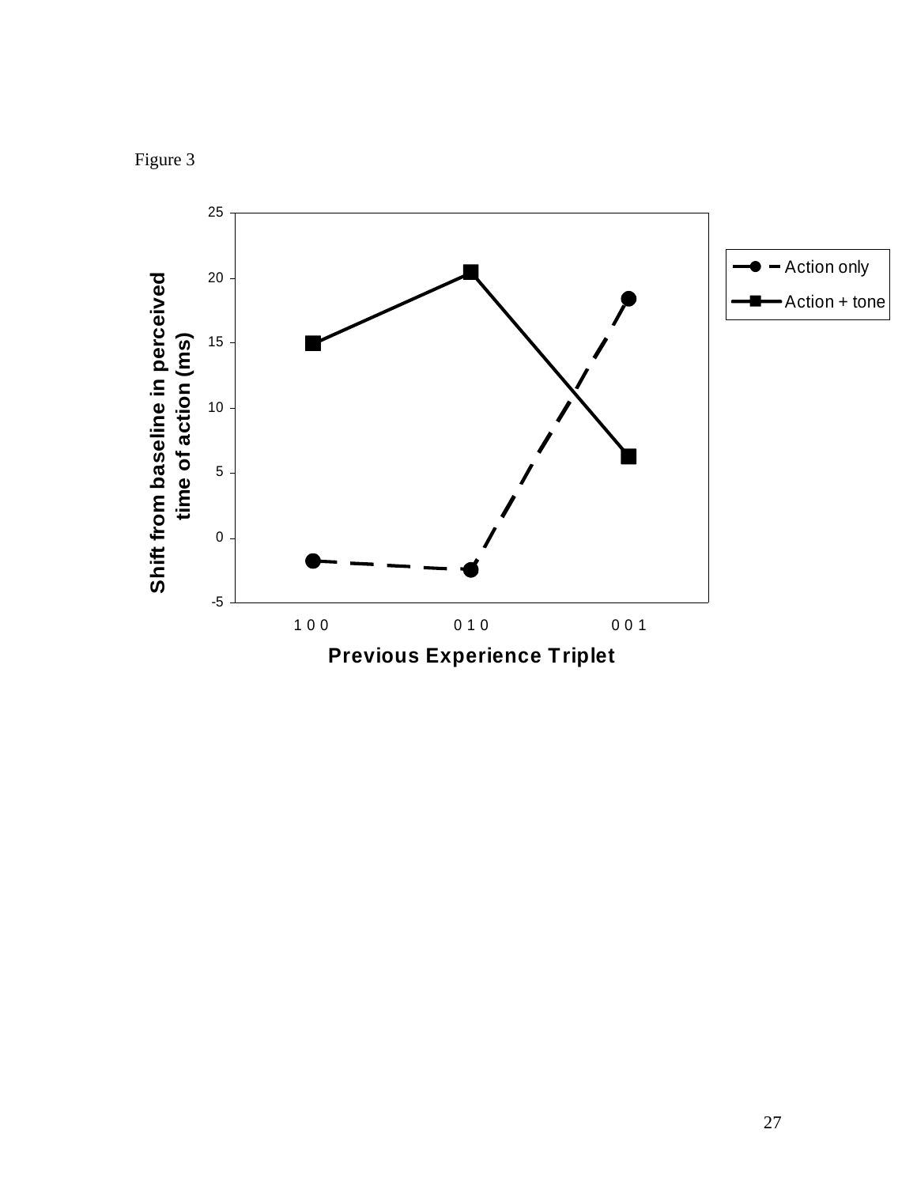Figure 3

25
20
15
10
5
0
-5

Shift from baseline in perceived time of action (ms)

1 0 0
0 1 0
0 0 1

Previous Experience Triplet

Action only
Action + tone